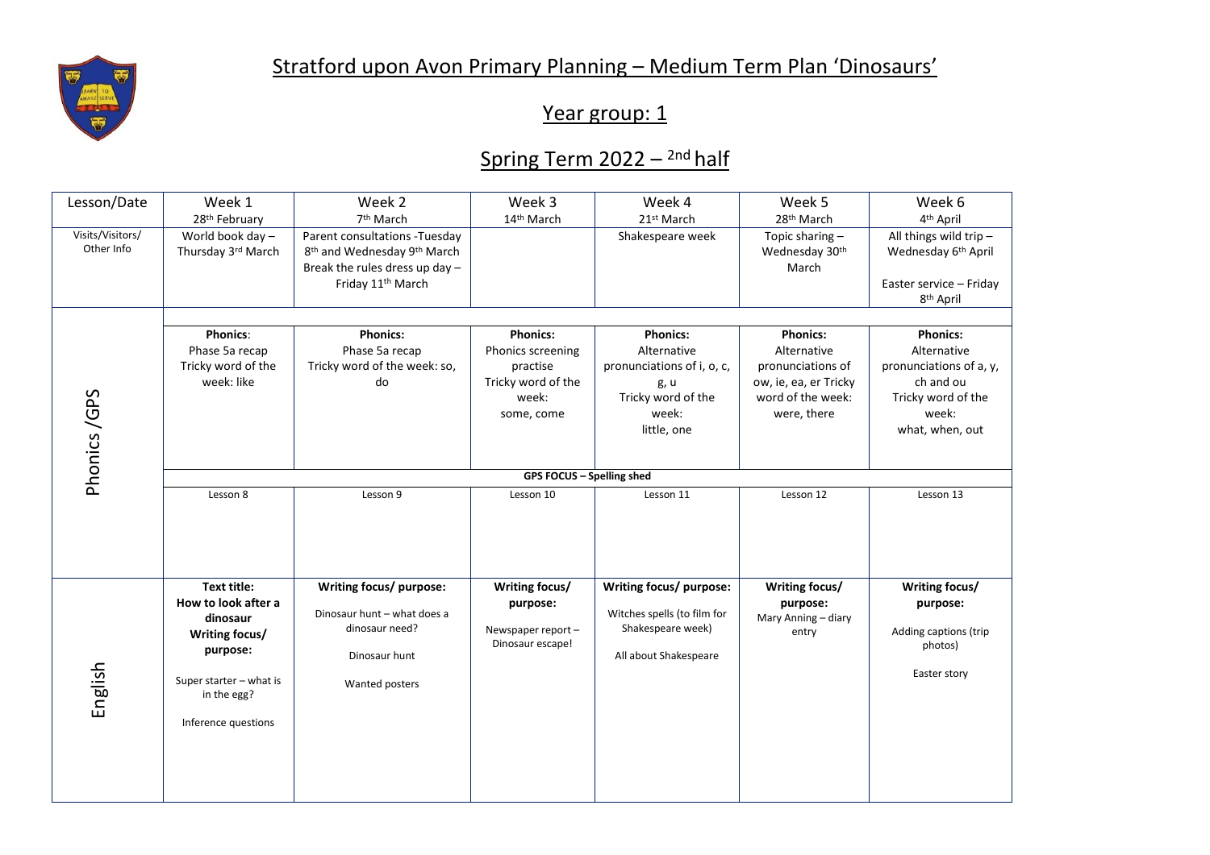# Stratford upon Avon Primary Planning – Medium Term Plan 'Dinosaurs'

## Year group: 1

## Spring Term 2022 – 2nd half

| Lesson/Date | Week 1<br>28th February | Week 2<br>7th March | Week 3<br>14th March | Week 4<br>21st March | Week 5<br>28th March | Week 6<br>4th April |
|---|---|---|---|---|---|---|
| Visits/Visitors/ Other Info | World book day – Thursday 3rd March | Parent consultations -Tuesday 8th and Wednesday 9th March<br>Break the rules dress up day – Friday 11th March | | Shakespeare week | Topic sharing – Wednesday 30th March | All things wild trip – Wednesday 6th April<br><br>Easter service – Friday 8th April |
| Phonics /GPS | **Phonics**:<br>Phase 5a recap<br>Tricky word of the week: like | **Phonics:**<br>Phase 5a recap<br>Tricky word of the week: so, do | **Phonics:**<br>Phonics screening practise<br>Tricky word of the week:<br>some, come | **Phonics:**<br>Alternative pronunciations of i, o, c, g, u<br>Tricky word of the week:<br>little, one | **Phonics:**<br>Alternative pronunciations of ow, ie, ea, er Tricky word of the week:<br>were, there | **Phonics:**<br>Alternative pronunciations of a, y, ch and ou<br>Tricky word of the week:<br>what, when, out |
| | **GPS FOCUS – Spelling shed** | | | | | |
| | Lesson 8 | Lesson 9 | Lesson 10 | Lesson 11 | Lesson 12 | Lesson 13 |
| English | **Text title:**<br>**How to look after a dinosaur**<br>**Writing focus/ purpose:**<br><br>Super starter – what is in the egg?<br><br>Inference questions | **Writing focus/ purpose:**<br><br>Dinosaur hunt – what does a dinosaur need?<br><br>Dinosaur hunt<br><br>Wanted posters | **Writing focus/ purpose:**<br><br>Newspaper report – Dinosaur escape! | **Writing focus/ purpose:**<br><br>Witches spells (to film for Shakespeare week)<br><br>All about Shakespeare | **Writing focus/ purpose:**<br>Mary Anning – diary entry | **Writing focus/ purpose:**<br><br>Adding captions (trip photos)<br><br>Easter story |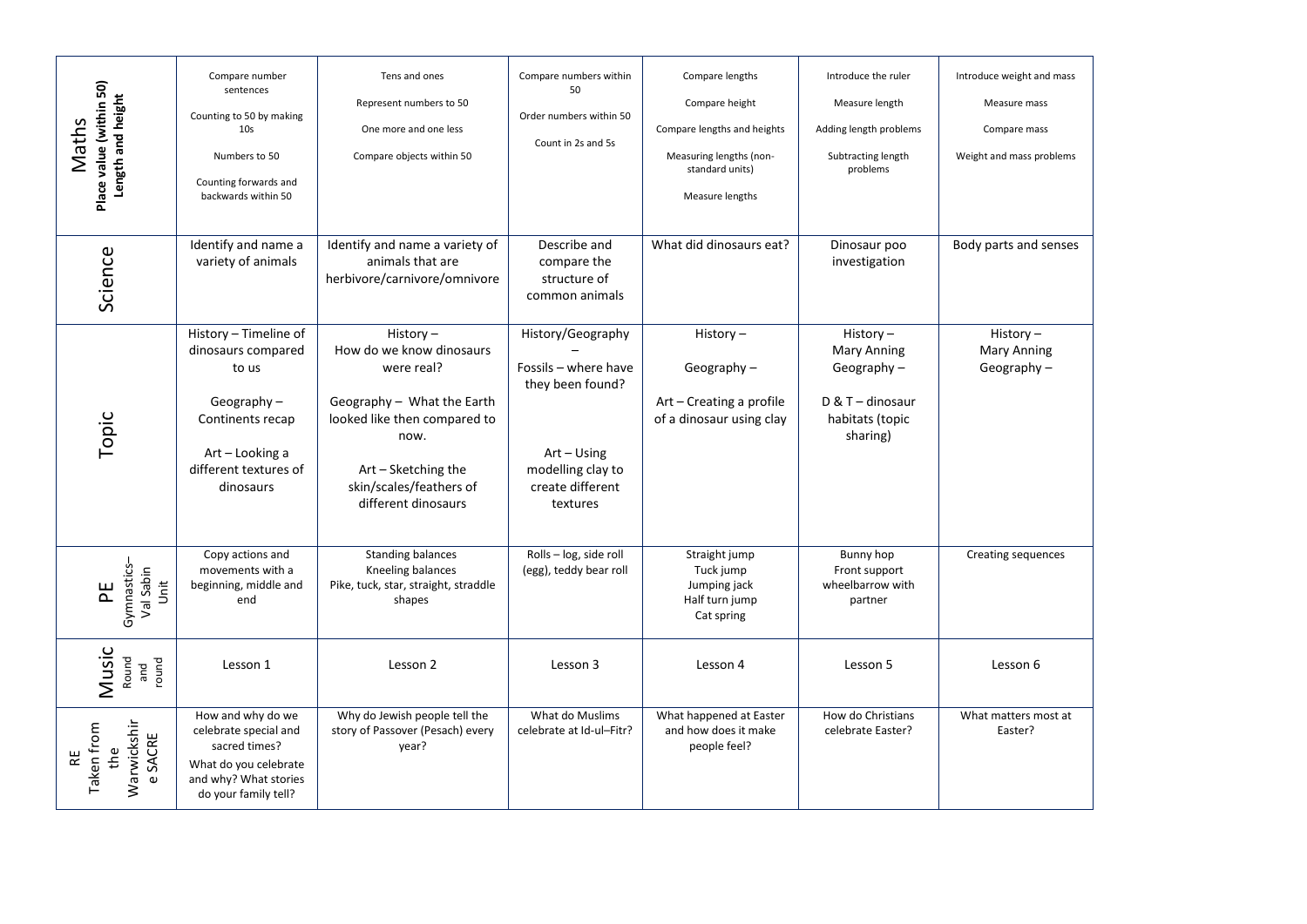| Subject | | | | | | |
|---|---|---|---|---|---|---|
| Maths **Place value (within 50) Length and height** | Compare number sentences<br>Counting to 50 by making 10s<br>Numbers to 50<br>Counting forwards and backwards within 50 | Tens and ones<br>Represent numbers to 50<br>One more and one less<br>Compare objects within 50 | Compare numbers within 50<br>Order numbers within 50<br>Count in 2s and 5s | Compare lengths<br>Compare height<br>Compare lengths and heights<br>Measuring lengths (non-standard units)<br>Measure lengths | Introduce the ruler<br>Measure length<br>Adding length problems<br>Subtracting length problems | Introduce weight and mass<br>Measure mass<br>Compare mass<br>Weight and mass problems |
| Science | Identify and name a variety of animals | Identify and name a variety of animals that are herbivore/carnivore/omnivore | Describe and compare the structure of common animals | What did dinosaurs eat? | Dinosaur poo investigation | Body parts and senses |
| Topic | History – Timeline of dinosaurs compared to us<br>Geography – Continents recap<br>Art – Looking a different textures of dinosaurs | History – How do we know dinosaurs were real?<br>Geography – What the Earth looked like then compared to now.<br>Art – Sketching the skin/scales/feathers of different dinosaurs | History/Geography – Fossils – where have they been found?<br>Art – Using modelling clay to create different textures | History –<br>Geography –<br>Art – Creating a profile of a dinosaur using clay | History – Mary Anning<br>Geography –<br>D & T – dinosaur habitats (topic sharing) | History – Mary Anning<br>Geography – |
| PE Gymnastics– Val Sabin Unit | Copy actions and movements with a beginning, middle and end | Standing balances<br>Kneeling balances<br>Pike, tuck, star, straight, straddle shapes | Rolls – log, side roll (egg), teddy bear roll | Straight jump<br>Tuck jump<br>Jumping jack<br>Half turn jump<br>Cat spring | Bunny hop<br>Front support wheelbarrow with partner | Creating sequences |
| Music Round and round | Lesson 1 | Lesson 2 | Lesson 3 | Lesson 4 | Lesson 5 | Lesson 6 |
| RE Taken from the Warwickshire SACRE | How and why do we celebrate special and sacred times?<br>What do you celebrate and why? What stories do your family tell? | Why do Jewish people tell the story of Passover (Pesach) every year? | What do Muslims celebrate at Id-ul–Fitr? | What happened at Easter and how does it make people feel? | How do Christians celebrate Easter? | What matters most at Easter? |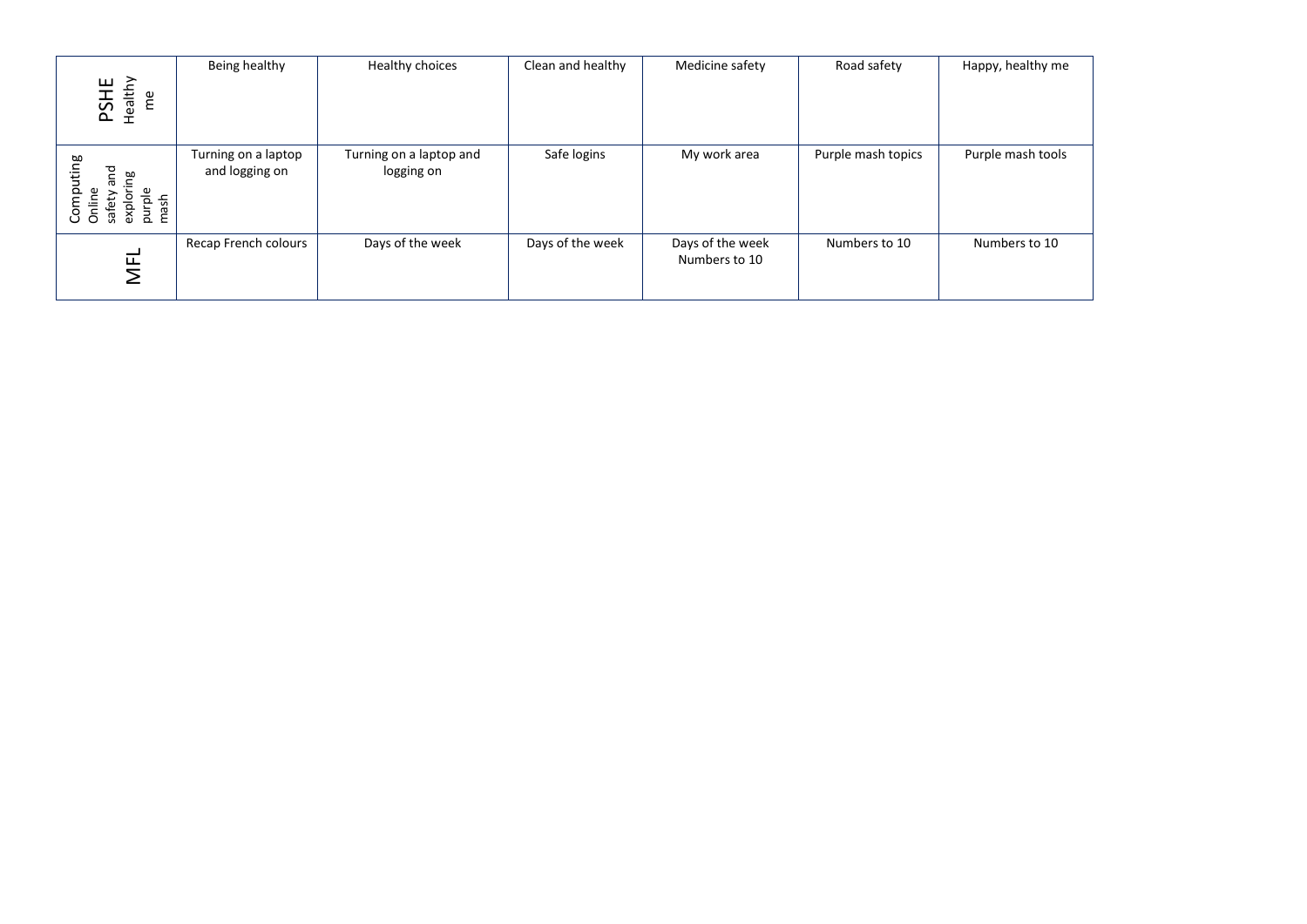| | | | | | | |
|---|---|---|---|---|---|---|
| PSHE Healthy me | Being healthy | Healthy choices | Clean and healthy | Medicine safety | Road safety | Happy, healthy me |
| Computing Online safety and exploring purple mash | Turning on a laptop and logging on | Turning on a laptop and logging on | Safe logins | My work area | Purple mash topics | Purple mash tools |
| MFL | Recap French colours | Days of the week | Days of the week | Days of the week Numbers to 10 | Numbers to 10 | Numbers to 10 |